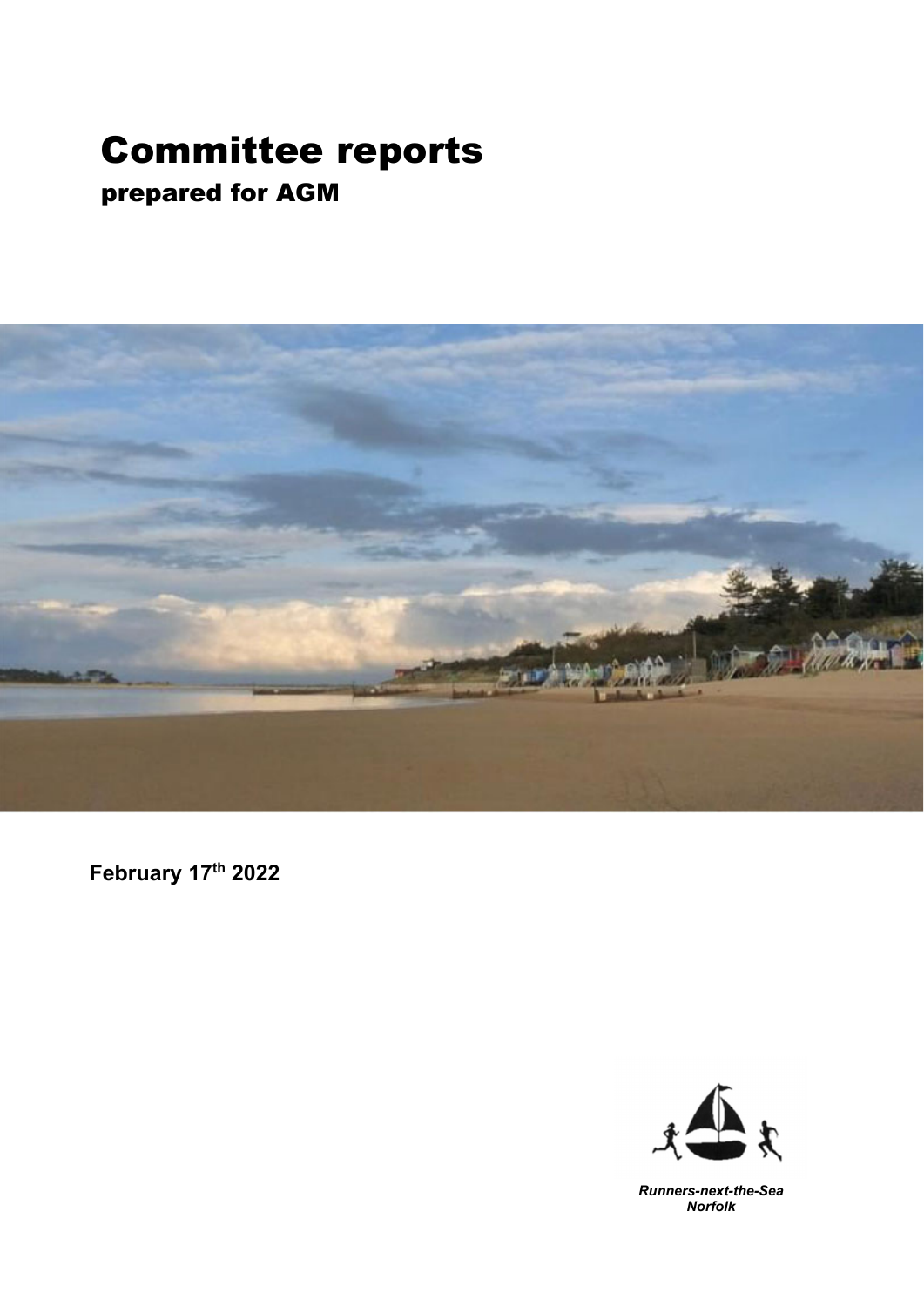# Committee reports

## prepared for AGM

**February 17th 2022**

*Runners-next-the-Sea*
*Norfolk*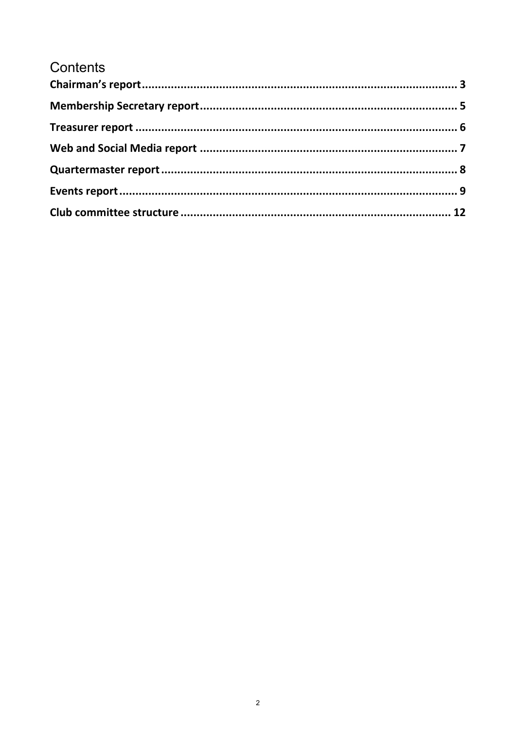# Contents

**Chairman's report** ............................................................ 3

**Membership Secretary report** ............................................................ 5

**Treasurer report** ............................................................ 6

**Web and Social Media report** ............................................................ 7

**Quartermaster report** ............................................................ 8

**Events report** ............................................................ 9

**Club committee structure** ............................................................ 12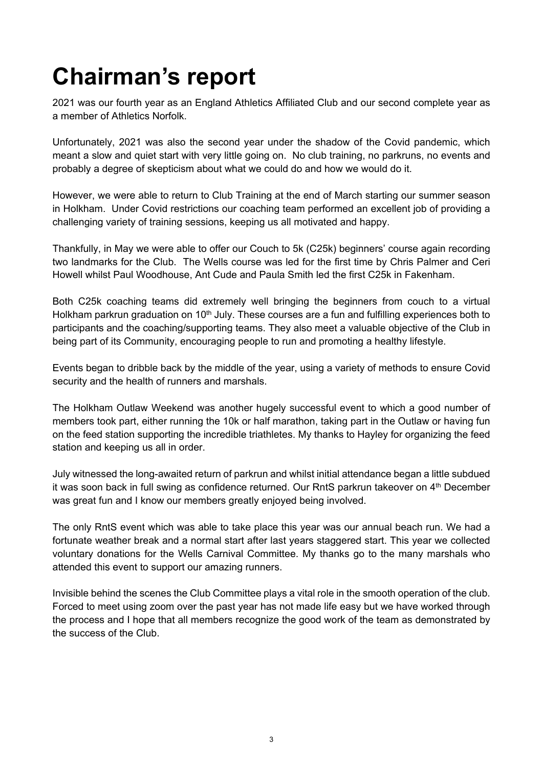# Chairman's report

2021 was our fourth year as an England Athletics Affiliated Club and our second complete year as a member of Athletics Norfolk.

Unfortunately, 2021 was also the second year under the shadow of the Covid pandemic, which meant a slow and quiet start with very little going on. No club training, no parkruns, no events and probably a degree of skepticism about what we could do and how we would do it.

However, we were able to return to Club Training at the end of March starting our summer season in Holkham. Under Covid restrictions our coaching team performed an excellent job of providing a challenging variety of training sessions, keeping us all motivated and happy.

Thankfully, in May we were able to offer our Couch to 5k (C25k) beginners' course again recording two landmarks for the Club. The Wells course was led for the first time by Chris Palmer and Ceri Howell whilst Paul Woodhouse, Ant Cude and Paula Smith led the first C25k in Fakenham.

Both C25k coaching teams did extremely well bringing the beginners from couch to a virtual Holkham parkrun graduation on 10th July. These courses are a fun and fulfilling experiences both to participants and the coaching/supporting teams. They also meet a valuable objective of the Club in being part of its Community, encouraging people to run and promoting a healthy lifestyle.

Events began to dribble back by the middle of the year, using a variety of methods to ensure Covid security and the health of runners and marshals.

The Holkham Outlaw Weekend was another hugely successful event to which a good number of members took part, either running the 10k or half marathon, taking part in the Outlaw or having fun on the feed station supporting the incredible triathletes. My thanks to Hayley for organizing the feed station and keeping us all in order.

July witnessed the long-awaited return of parkrun and whilst initial attendance began a little subdued it was soon back in full swing as confidence returned. Our RntS parkrun takeover on 4th December was great fun and I know our members greatly enjoyed being involved.

The only RntS event which was able to take place this year was our annual beach run. We had a fortunate weather break and a normal start after last years staggered start. This year we collected voluntary donations for the Wells Carnival Committee. My thanks go to the many marshals who attended this event to support our amazing runners.

Invisible behind the scenes the Club Committee plays a vital role in the smooth operation of the club. Forced to meet using zoom over the past year has not made life easy but we have worked through the process and I hope that all members recognize the good work of the team as demonstrated by the success of the Club.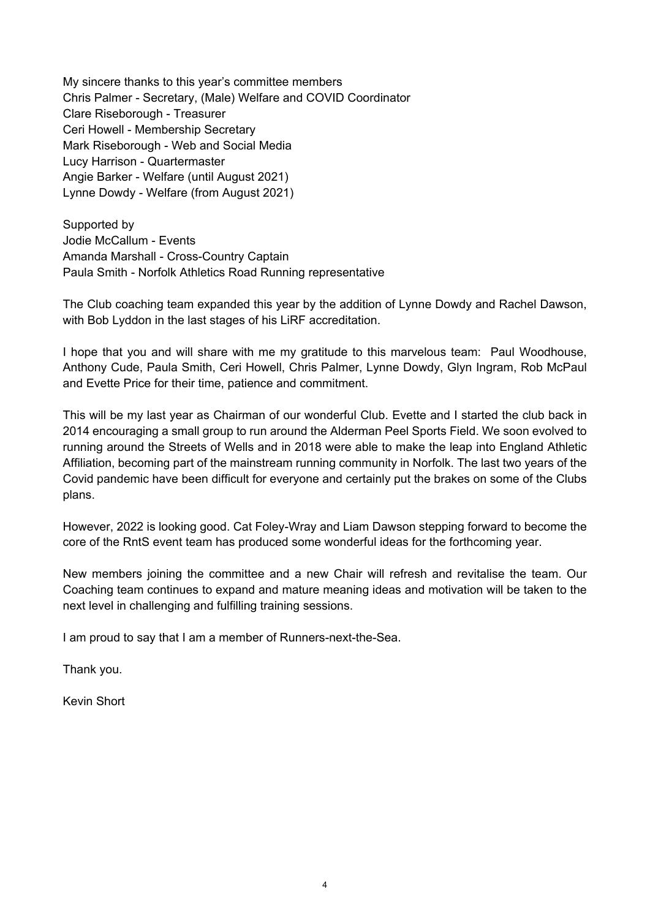My sincere thanks to this year's committee members
Chris Palmer - Secretary, (Male) Welfare and COVID Coordinator
Clare Riseborough - Treasurer
Ceri Howell - Membership Secretary
Mark Riseborough - Web and Social Media
Lucy Harrison - Quartermaster
Angie Barker - Welfare (until August 2021)
Lynne Dowdy - Welfare (from August 2021)

Supported by
Jodie McCallum - Events
Amanda Marshall - Cross-Country Captain
Paula Smith - Norfolk Athletics Road Running representative

The Club coaching team expanded this year by the addition of Lynne Dowdy and Rachel Dawson, with Bob Lyddon in the last stages of his LiRF accreditation.

I hope that you and will share with me my gratitude to this marvelous team: Paul Woodhouse, Anthony Cude, Paula Smith, Ceri Howell, Chris Palmer, Lynne Dowdy, Glyn Ingram, Rob McPaul and Evette Price for their time, patience and commitment.

This will be my last year as Chairman of our wonderful Club. Evette and I started the club back in 2014 encouraging a small group to run around the Alderman Peel Sports Field. We soon evolved to running around the Streets of Wells and in 2018 were able to make the leap into England Athletic Affiliation, becoming part of the mainstream running community in Norfolk. The last two years of the Covid pandemic have been difficult for everyone and certainly put the brakes on some of the Clubs plans.

However, 2022 is looking good. Cat Foley-Wray and Liam Dawson stepping forward to become the core of the RntS event team has produced some wonderful ideas for the forthcoming year.

New members joining the committee and a new Chair will refresh and revitalise the team. Our Coaching team continues to expand and mature meaning ideas and motivation will be taken to the next level in challenging and fulfilling training sessions.

I am proud to say that I am a member of Runners-next-the-Sea.

Thank you.

Kevin Short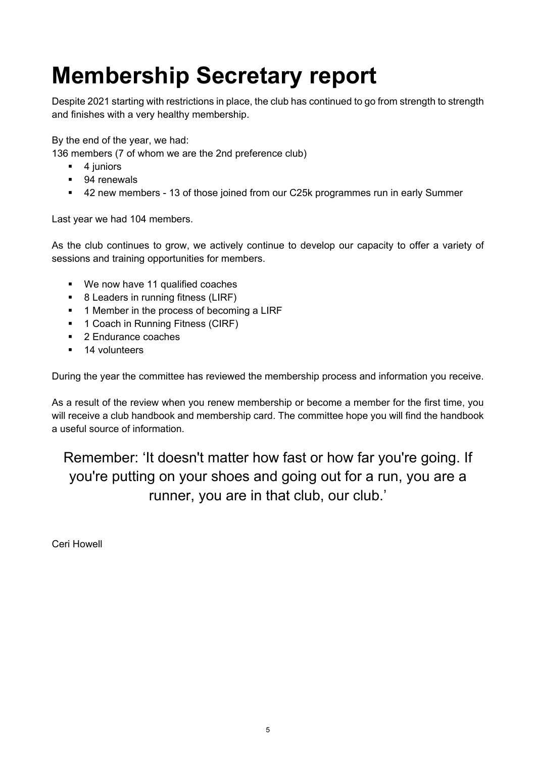# Membership Secretary report

Despite 2021 starting with restrictions in place, the club has continued to go from strength to strength and finishes with a very healthy membership.

By the end of the year, we had:
136 members (7 of whom we are the 2nd preference club)

- 4 juniors
- 94 renewals
- 42 new members - 13 of those joined from our C25k programmes run in early Summer

Last year we had 104 members.

As the club continues to grow, we actively continue to develop our capacity to offer a variety of sessions and training opportunities for members.

- We now have 11 qualified coaches
- 8 Leaders in running fitness (LIRF)
- 1 Member in the process of becoming a LIRF
- 1 Coach in Running Fitness (CIRF)
- 2 Endurance coaches
- 14 volunteers

During the year the committee has reviewed the membership process and information you receive.

As a result of the review when you renew membership or become a member for the first time, you will receive a club handbook and membership card. The committee hope you will find the handbook a useful source of information.

Remember: 'It doesn't matter how fast or how far you're going. If you're putting on your shoes and going out for a run, you are a runner, you are in that club, our club.'

Ceri Howell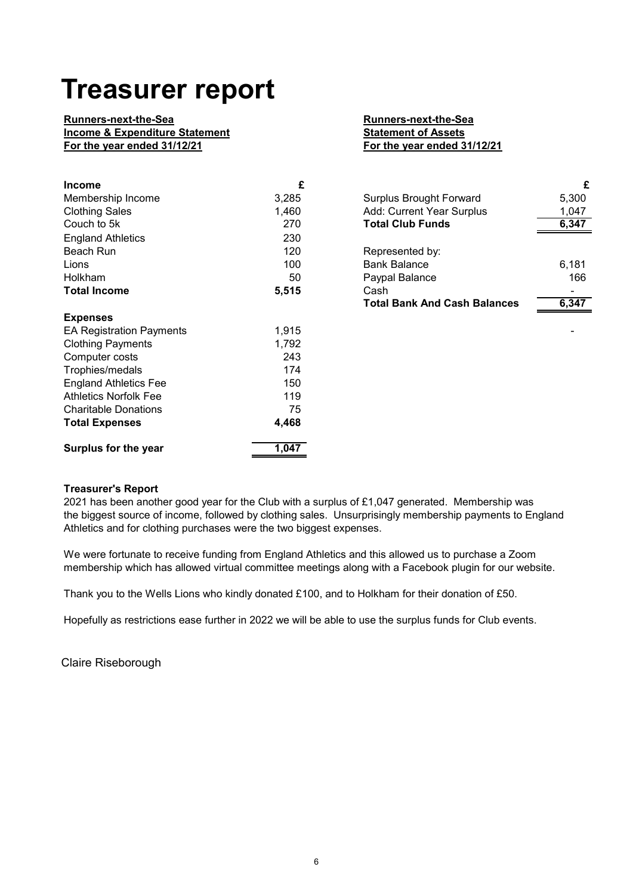# Treasurer report

**Runners-next-the-Sea**
**Income & Expenditure Statement**
**For the year ended 31/12/21**

| **Income** | **£** |
|---|---|
| Membership Income | 3,285 |
| Clothing Sales | 1,460 |
| Couch to 5k | 270 |
| England Athletics | 230 |
| Beach Run | 120 |
| Lions | 100 |
| Holkham | 50 |
| **Total Income** | **5,515** |
| | |
| **Expenses** | |
| EA Registration Payments | 1,915 |
| Clothing Payments | 1,792 |
| Computer costs | 243 |
| Trophies/medals | 174 |
| England Athletics Fee | 150 |
| Athletics Norfolk Fee | 119 |
| Charitable Donations | 75 |
| **Total Expenses** | **4,468** |
| | |
| **Surplus for the year** | **1,047** |

**Runners-next-the-Sea**
**Statement of Assets**
**For the year ended 31/12/21**

| | **£** |
|---|---|
| Surplus Brought Forward | 5,300 |
| Add: Current Year Surplus | 1,047 |
| **Total Club Funds** | **6,347** |
| | |
| Represented by: | |
| Bank Balance | 6,181 |
| Paypal Balance | 166 |
| Cash | - |
| **Total Bank And Cash Balances** | **6,347** |
| | - |

**Treasurer's Report**

2021 has been another good year for the Club with a surplus of £1,047 generated. Membership was the biggest source of income, followed by clothing sales. Unsurprisingly membership payments to England Athletics and for clothing purchases were the two biggest expenses.

We were fortunate to receive funding from England Athletics and this allowed us to purchase a Zoom membership which has allowed virtual committee meetings along with a Facebook plugin for our website.

Thank you to the Wells Lions who kindly donated £100, and to Holkham for their donation of £50.

Hopefully as restrictions ease further in 2022 we will be able to use the surplus funds for Club events.

Claire Riseborough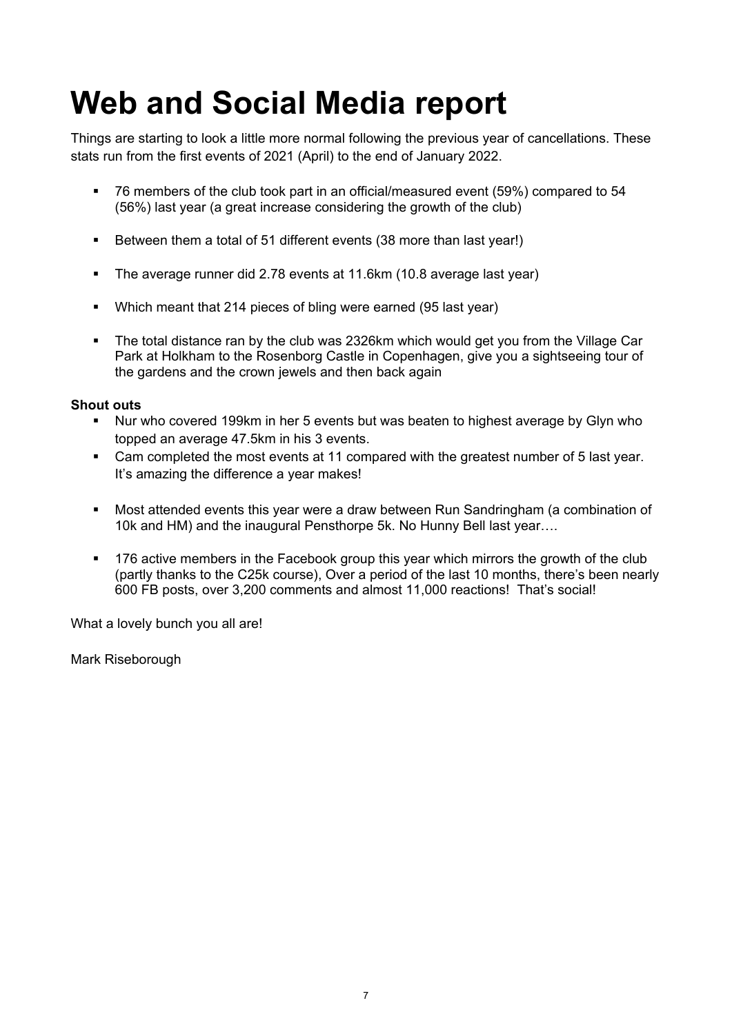# Web and Social Media report

Things are starting to look a little more normal following the previous year of cancellations. These stats run from the first events of 2021 (April) to the end of January 2022.

- 76 members of the club took part in an official/measured event (59%) compared to 54 (56%) last year (a great increase considering the growth of the club)
- Between them a total of 51 different events (38 more than last year!)
- The average runner did 2.78 events at 11.6km (10.8 average last year)
- Which meant that 214 pieces of bling were earned (95 last year)
- The total distance ran by the club was 2326km which would get you from the Village Car Park at Holkham to the Rosenborg Castle in Copenhagen, give you a sightseeing tour of the gardens and the crown jewels and then back again

**Shout outs**

- Nur who covered 199km in her 5 events but was beaten to highest average by Glyn who topped an average 47.5km in his 3 events.
- Cam completed the most events at 11 compared with the greatest number of 5 last year. It's amazing the difference a year makes!
- Most attended events this year were a draw between Run Sandringham (a combination of 10k and HM) and the inaugural Pensthorpe 5k. No Hunny Bell last year….
- 176 active members in the Facebook group this year which mirrors the growth of the club (partly thanks to the C25k course), Over a period of the last 10 months, there's been nearly 600 FB posts, over 3,200 comments and almost 11,000 reactions! That's social!

What a lovely bunch you all are!

Mark Riseborough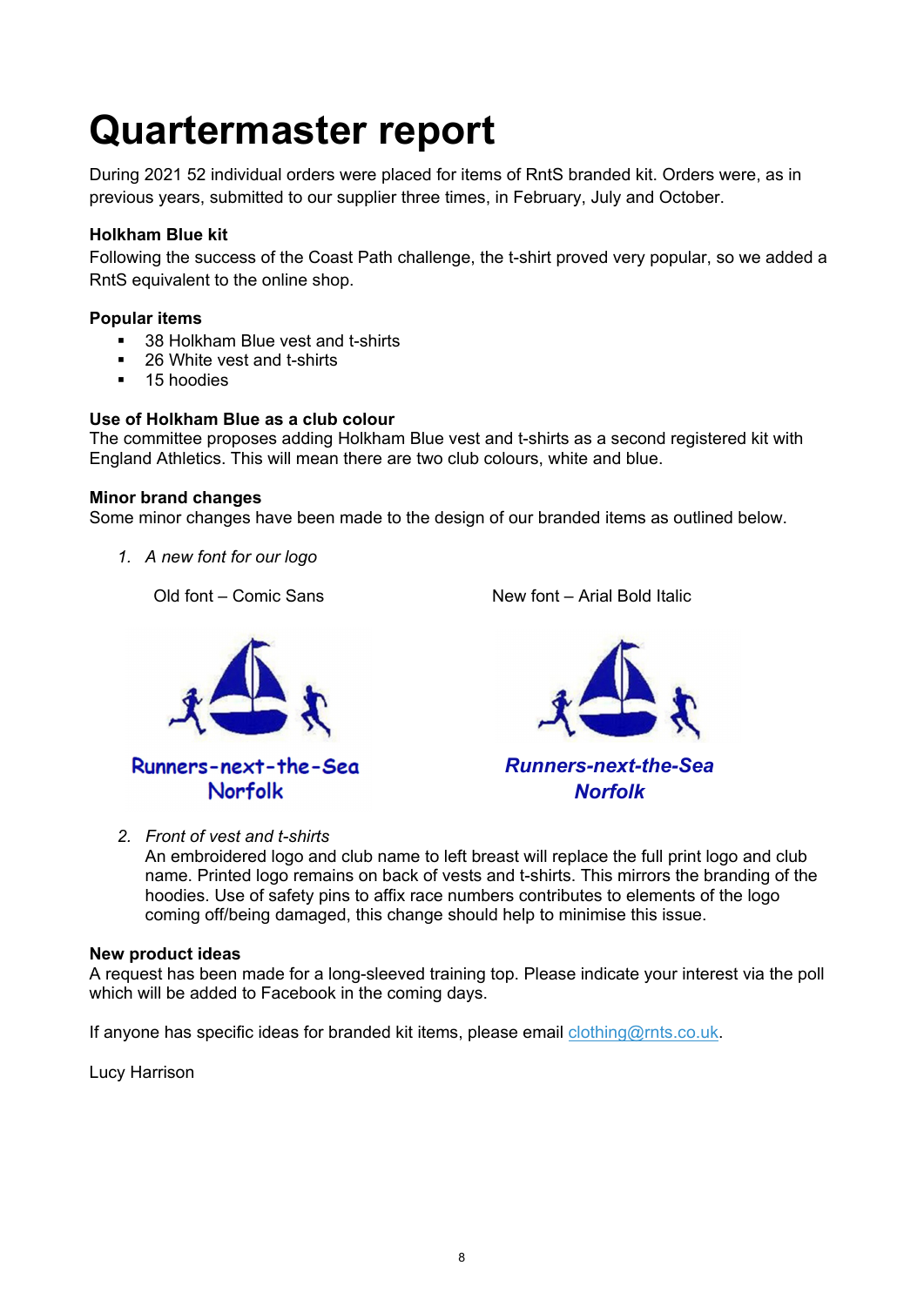# Quartermaster report

During 2021 52 individual orders were placed for items of RntS branded kit. Orders were, as in previous years, submitted to our supplier three times, in February, July and October.

**Holkham Blue kit**

Following the success of the Coast Path challenge, the t-shirt proved very popular, so we added a RntS equivalent to the online shop.

**Popular items**

- 38 Holkham Blue vest and t-shirts
- 26 White vest and t-shirts
- 15 hoodies

**Use of Holkham Blue as a club colour**

The committee proposes adding Holkham Blue vest and t-shirts as a second registered kit with England Athletics. This will mean there are two club colours, white and blue.

**Minor brand changes**

Some minor changes have been made to the design of our branded items as outlined below.

1. *A new font for our logo*

   Old font – Comic Sans

   Runners-next-the-Sea
   Norfolk

   New font – Arial Bold Italic

   ***Runners-next-the-Sea***
   ***Norfolk***

2. *Front of vest and t-shirts*
   An embroidered logo and club name to left breast will replace the full print logo and club name. Printed logo remains on back of vests and t-shirts. This mirrors the branding of the hoodies. Use of safety pins to affix race numbers contributes to elements of the logo coming off/being damaged, this change should help to minimise this issue.

**New product ideas**

A request has been made for a long-sleeved training top. Please indicate your interest via the poll which will be added to Facebook in the coming days.

If anyone has specific ideas for branded kit items, please email clothing@rnts.co.uk.

Lucy Harrison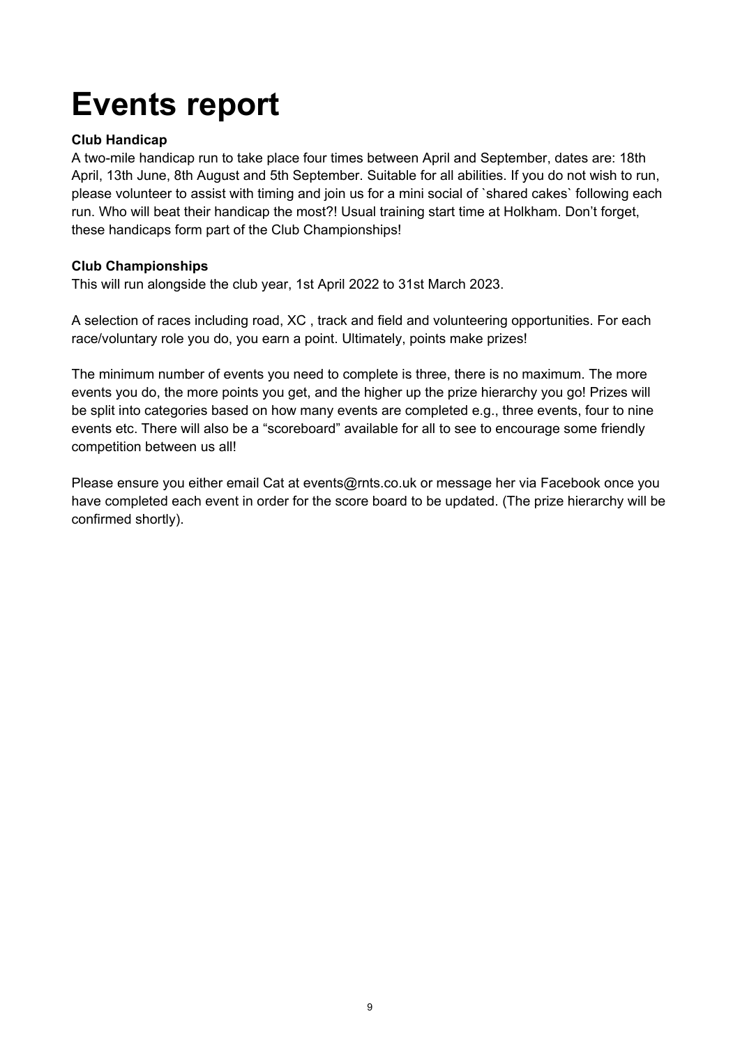# Events report

**Club Handicap**

A two-mile handicap run to take place four times between April and September, dates are: 18th April, 13th June, 8th August and 5th September. Suitable for all abilities. If you do not wish to run, please volunteer to assist with timing and join us for a mini social of `shared cakes` following each run. Who will beat their handicap the most?! Usual training start time at Holkham. Don't forget, these handicaps form part of the Club Championships!

**Club Championships**

This will run alongside the club year, 1st April 2022 to 31st March 2023.

A selection of races including road, XC , track and field and volunteering opportunities. For each race/voluntary role you do, you earn a point. Ultimately, points make prizes!

The minimum number of events you need to complete is three, there is no maximum. The more events you do, the more points you get, and the higher up the prize hierarchy you go! Prizes will be split into categories based on how many events are completed e.g., three events, four to nine events etc. There will also be a "scoreboard" available for all to see to encourage some friendly competition between us all!

Please ensure you either email Cat at events@rnts.co.uk or message her via Facebook once you have completed each event in order for the score board to be updated. (The prize hierarchy will be confirmed shortly).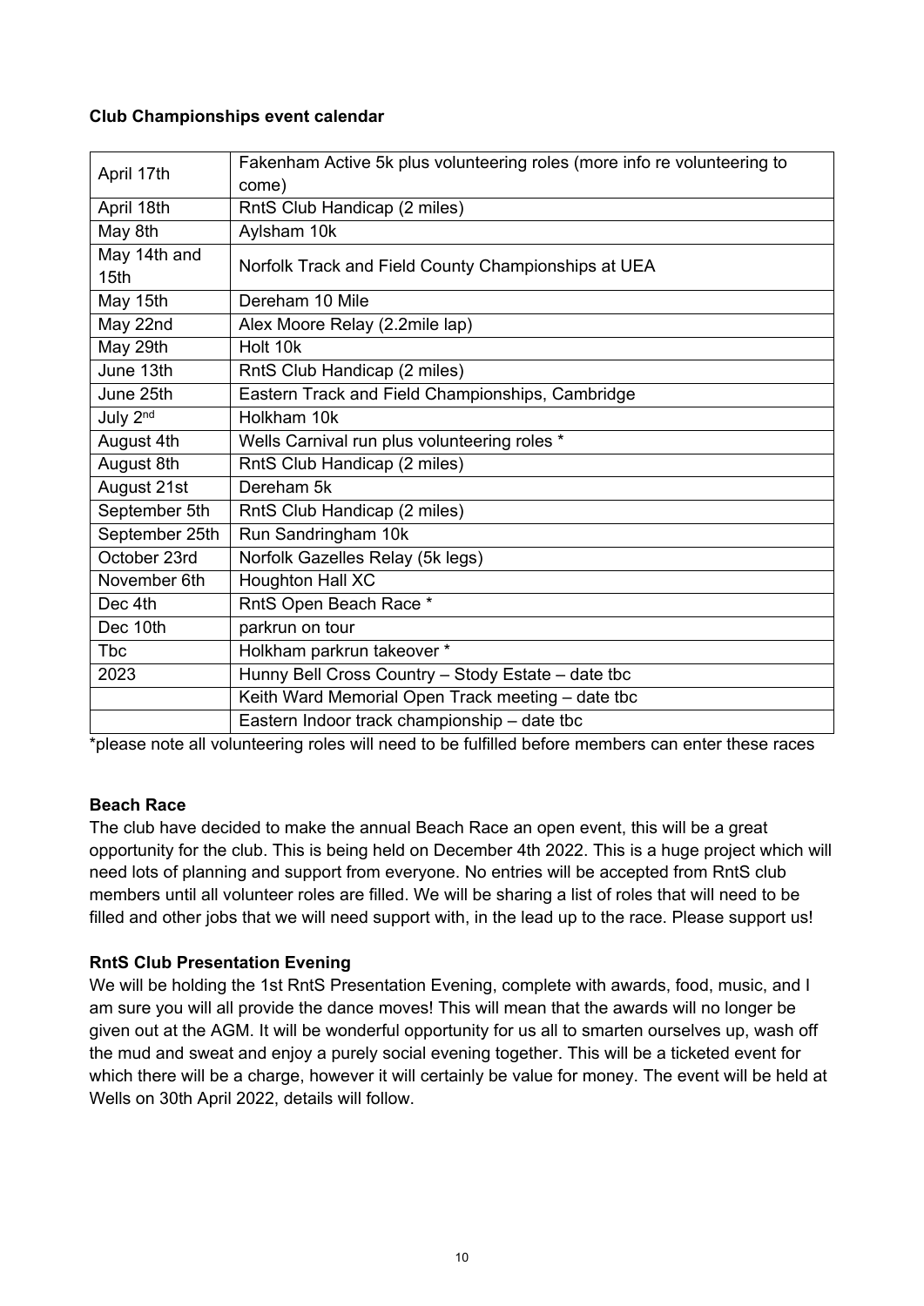**Club Championships event calendar**

| | |
|---|---|
| April 17th | Fakenham Active 5k plus volunteering roles (more info re volunteering to come) |
| April 18th | RntS Club Handicap (2 miles) |
| May 8th | Aylsham 10k |
| May 14th and 15th | Norfolk Track and Field County Championships at UEA |
| May 15th | Dereham 10 Mile |
| May 22nd | Alex Moore Relay (2.2mile lap) |
| May 29th | Holt 10k |
| June 13th | RntS Club Handicap (2 miles) |
| June 25th | Eastern Track and Field Championships, Cambridge |
| July 2nd | Holkham 10k |
| August 4th | Wells Carnival run plus volunteering roles * |
| August 8th | RntS Club Handicap (2 miles) |
| August 21st | Dereham 5k |
| September 5th | RntS Club Handicap (2 miles) |
| September 25th | Run Sandringham 10k |
| October 23rd | Norfolk Gazelles Relay (5k legs) |
| November 6th | Houghton Hall XC |
| Dec 4th | RntS Open Beach Race * |
| Dec 10th | parkrun on tour |
| Tbc | Holkham parkrun takeover * |
| 2023 | Hunny Bell Cross Country – Stody Estate – date tbc |
| | Keith Ward Memorial Open Track meeting – date tbc |
| | Eastern Indoor track championship – date tbc |

*please note all volunteering roles will need to be fulfilled before members can enter these races

**Beach Race**

The club have decided to make the annual Beach Race an open event, this will be a great opportunity for the club. This is being held on December 4th 2022. This is a huge project which will need lots of planning and support from everyone. No entries will be accepted from RntS club members until all volunteer roles are filled. We will be sharing a list of roles that will need to be filled and other jobs that we will need support with, in the lead up to the race. Please support us!

**RntS Club Presentation Evening**

We will be holding the 1st RntS Presentation Evening, complete with awards, food, music, and I am sure you will all provide the dance moves! This will mean that the awards will no longer be given out at the AGM. It will be wonderful opportunity for us all to smarten ourselves up, wash off the mud and sweat and enjoy a purely social evening together. This will be a ticketed event for which there will be a charge, however it will certainly be value for money. The event will be held at Wells on 30th April 2022, details will follow.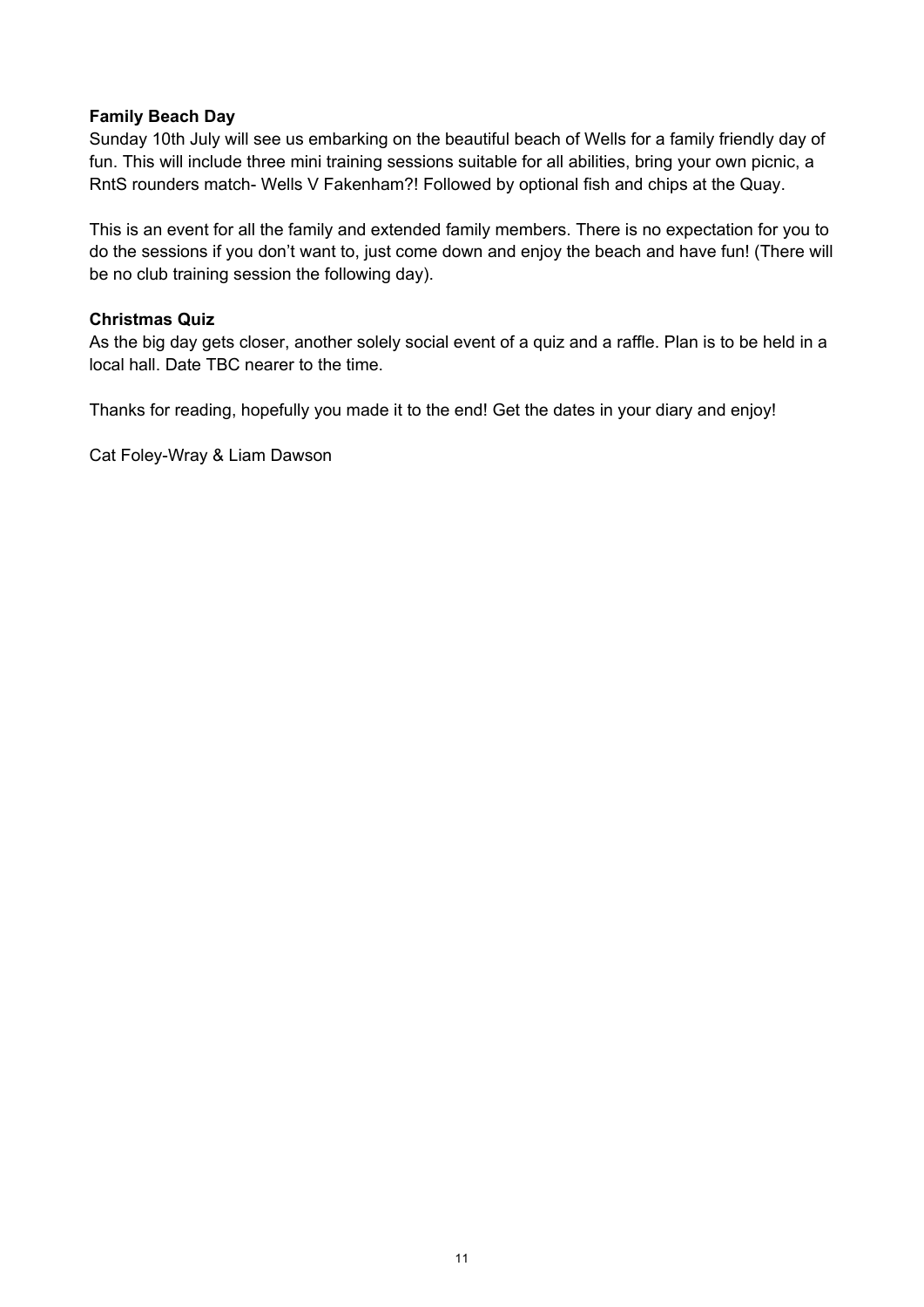**Family Beach Day**

Sunday 10th July will see us embarking on the beautiful beach of Wells for a family friendly day of fun. This will include three mini training sessions suitable for all abilities, bring your own picnic, a RntS rounders match- Wells V Fakenham?! Followed by optional fish and chips at the Quay.

This is an event for all the family and extended family members. There is no expectation for you to do the sessions if you don't want to, just come down and enjoy the beach and have fun! (There will be no club training session the following day).

**Christmas Quiz**

As the big day gets closer, another solely social event of a quiz and a raffle. Plan is to be held in a local hall. Date TBC nearer to the time.

Thanks for reading, hopefully you made it to the end! Get the dates in your diary and enjoy!

Cat Foley-Wray & Liam Dawson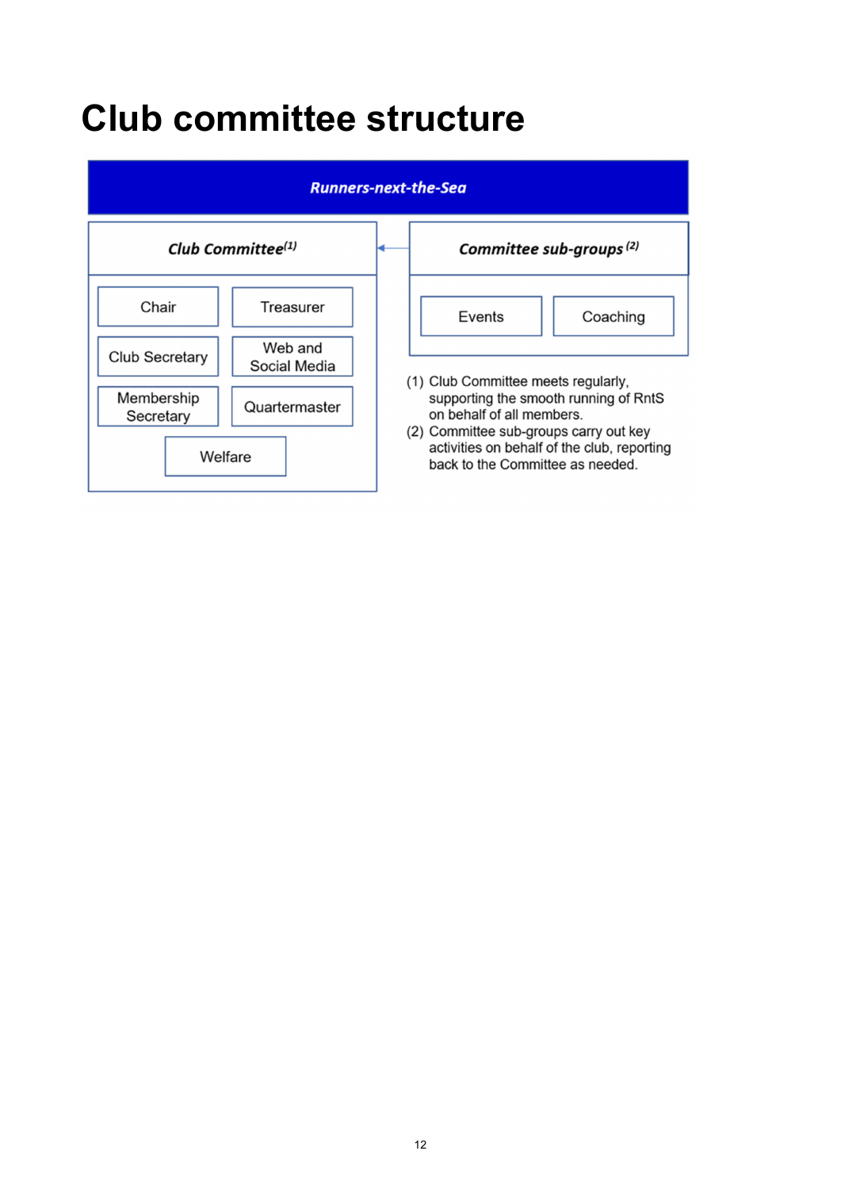# Club committee structure

**Runners-next-the-Sea**

***Club Committee*** [1]

- Chair
- Treasurer
- Club Secretary
- Web and Social Media
- Membership Secretary
- Quartermaster
- Welfare

***Committee sub-groups*** [2]

- Events
- Coaching

(1) Club Committee meets regularly, supporting the smooth running of RntS on behalf of all members.

(2) Committee sub-groups carry out key activities on behalf of the club, reporting back to the Committee as needed.